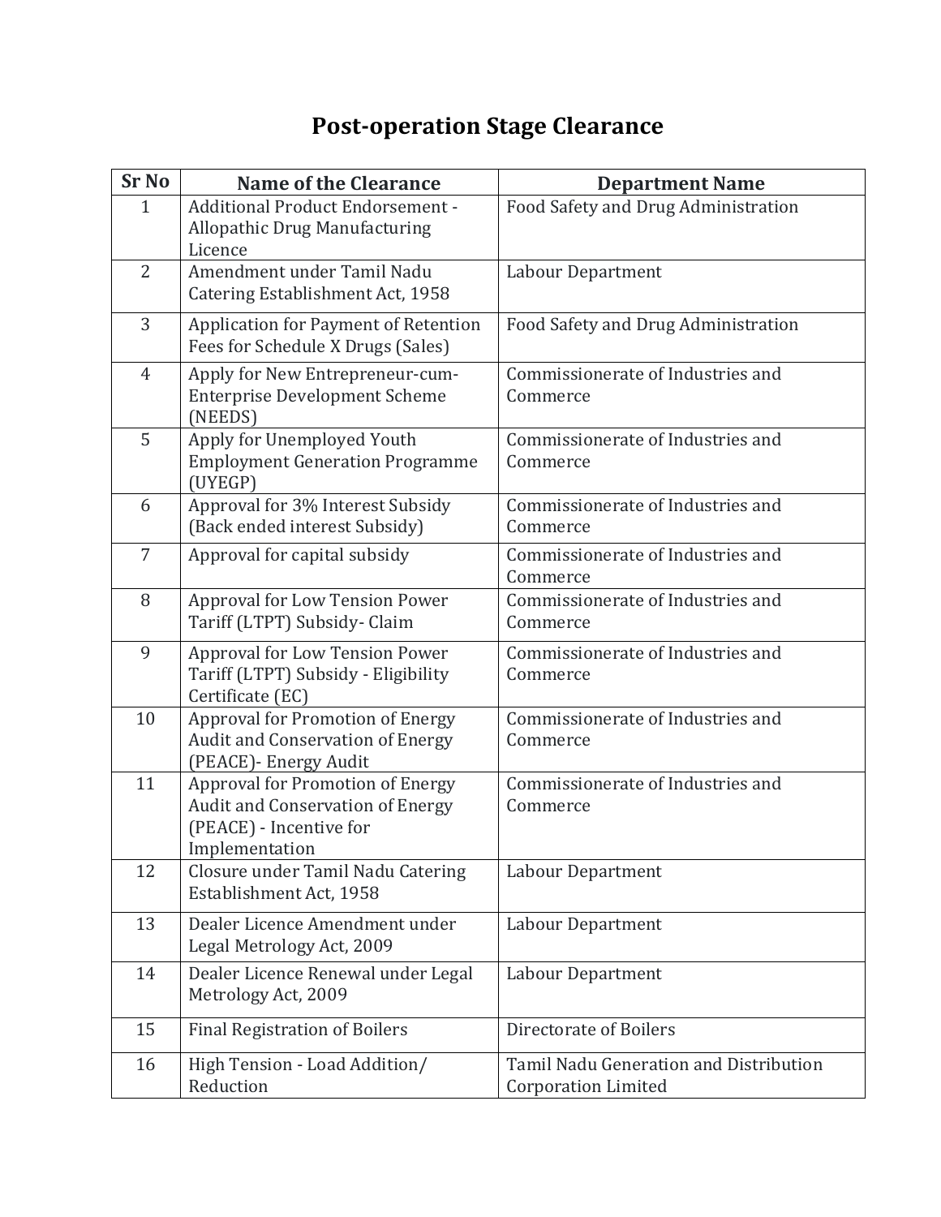# Post-operation Stage Clearance

| Sr No | Name of the Clearance | Department Name |
|---|---|---|
| 1 | Additional Product Endorsement - Allopathic Drug Manufacturing Licence | Food Safety and Drug Administration |
| 2 | Amendment under Tamil Nadu Catering Establishment Act, 1958 | Labour Department |
| 3 | Application for Payment of Retention Fees for Schedule X Drugs (Sales) | Food Safety and Drug Administration |
| 4 | Apply for New Entrepreneur-cum-Enterprise Development Scheme (NEEDS) | Commissionerate of Industries and Commerce |
| 5 | Apply for Unemployed Youth Employment Generation Programme (UYEGP) | Commissionerate of Industries and Commerce |
| 6 | Approval for 3% Interest Subsidy (Back ended interest Subsidy) | Commissionerate of Industries and Commerce |
| 7 | Approval for capital subsidy | Commissionerate of Industries and Commerce |
| 8 | Approval for Low Tension Power Tariff (LTPT) Subsidy- Claim | Commissionerate of Industries and Commerce |
| 9 | Approval for Low Tension Power Tariff (LTPT) Subsidy - Eligibility Certificate (EC) | Commissionerate of Industries and Commerce |
| 10 | Approval for Promotion of Energy Audit and Conservation of Energy (PEACE)- Energy Audit | Commissionerate of Industries and Commerce |
| 11 | Approval for Promotion of Energy Audit and Conservation of Energy (PEACE) - Incentive for Implementation | Commissionerate of Industries and Commerce |
| 12 | Closure under Tamil Nadu Catering Establishment Act, 1958 | Labour Department |
| 13 | Dealer Licence Amendment under Legal Metrology Act, 2009 | Labour Department |
| 14 | Dealer Licence Renewal under Legal Metrology Act, 2009 | Labour Department |
| 15 | Final Registration of Boilers | Directorate of Boilers |
| 16 | High Tension - Load Addition/ Reduction | Tamil Nadu Generation and Distribution Corporation Limited |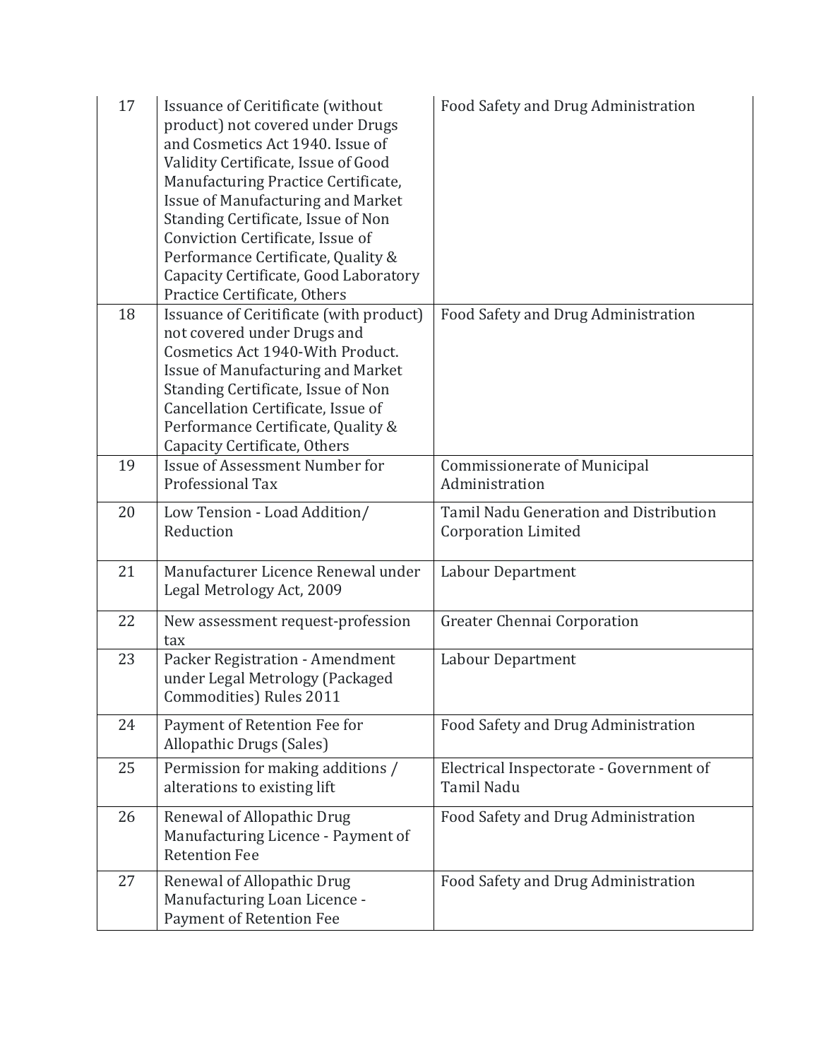| 17 | Issuance of Ceritificate (without product) not covered under Drugs and Cosmetics Act 1940. Issue of Validity Certificate, Issue of Good Manufacturing Practice Certificate, Issue of Manufacturing and Market Standing Certificate, Issue of Non Conviction Certificate, Issue of Performance Certificate, Quality & Capacity Certificate, Good Laboratory Practice Certificate, Others | Food Safety and Drug Administration |
|---|---|---|
| 18 | Issuance of Ceritificate (with product) not covered under Drugs and Cosmetics Act 1940-With Product. Issue of Manufacturing and Market Standing Certificate, Issue of Non Cancellation Certificate, Issue of Performance Certificate, Quality & Capacity Certificate, Others | Food Safety and Drug Administration |
| 19 | Issue of Assessment Number for Professional Tax | Commissionerate of Municipal Administration |
| 20 | Low Tension - Load Addition/ Reduction | Tamil Nadu Generation and Distribution Corporation Limited |
| 21 | Manufacturer Licence Renewal under Legal Metrology Act, 2009 | Labour Department |
| 22 | New assessment request-profession tax | Greater Chennai Corporation |
| 23 | Packer Registration - Amendment under Legal Metrology (Packaged Commodities) Rules 2011 | Labour Department |
| 24 | Payment of Retention Fee for Allopathic Drugs (Sales) | Food Safety and Drug Administration |
| 25 | Permission for making additions / alterations to existing lift | Electrical Inspectorate - Government of Tamil Nadu |
| 26 | Renewal of Allopathic Drug Manufacturing Licence - Payment of Retention Fee | Food Safety and Drug Administration |
| 27 | Renewal of Allopathic Drug Manufacturing Loan Licence - Payment of Retention Fee | Food Safety and Drug Administration |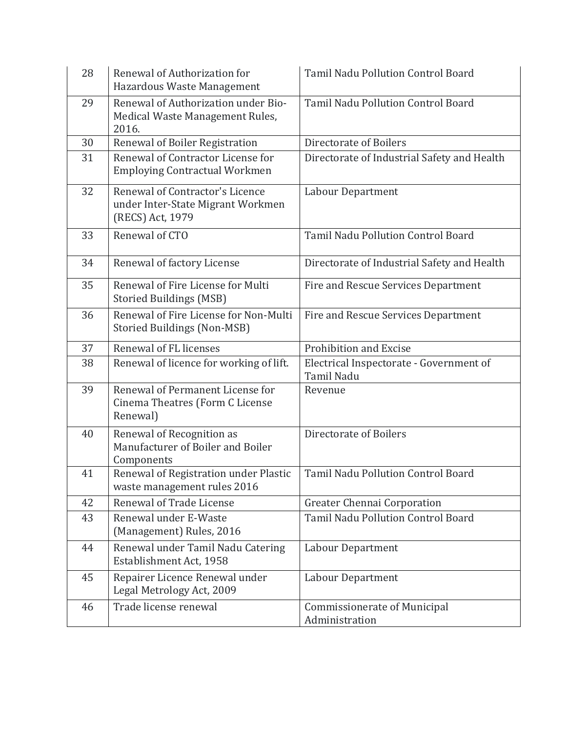| | | |
|---|---|---|
| 28 | Renewal of Authorization for Hazardous Waste Management | Tamil Nadu Pollution Control Board |
| 29 | Renewal of Authorization under Bio-Medical Waste Management Rules, 2016. | Tamil Nadu Pollution Control Board |
| 30 | Renewal of Boiler Registration | Directorate of Boilers |
| 31 | Renewal of Contractor License for Employing Contractual Workmen | Directorate of Industrial Safety and Health |
| 32 | Renewal of Contractor's Licence under Inter-State Migrant Workmen (RECS) Act, 1979 | Labour Department |
| 33 | Renewal of CTO | Tamil Nadu Pollution Control Board |
| 34 | Renewal of factory License | Directorate of Industrial Safety and Health |
| 35 | Renewal of Fire License for Multi Storied Buildings (MSB) | Fire and Rescue Services Department |
| 36 | Renewal of Fire License for Non-Multi Storied Buildings (Non-MSB) | Fire and Rescue Services Department |
| 37 | Renewal of FL licenses | Prohibition and Excise |
| 38 | Renewal of licence for working of lift. | Electrical Inspectorate - Government of Tamil Nadu |
| 39 | Renewal of Permanent License for Cinema Theatres (Form C License Renewal) | Revenue |
| 40 | Renewal of Recognition as Manufacturer of Boiler and Boiler Components | Directorate of Boilers |
| 41 | Renewal of Registration under Plastic waste management rules 2016 | Tamil Nadu Pollution Control Board |
| 42 | Renewal of Trade License | Greater Chennai Corporation |
| 43 | Renewal under E-Waste (Management) Rules, 2016 | Tamil Nadu Pollution Control Board |
| 44 | Renewal under Tamil Nadu Catering Establishment Act, 1958 | Labour Department |
| 45 | Repairer Licence Renewal under Legal Metrology Act, 2009 | Labour Department |
| 46 | Trade license renewal | Commissionerate of Municipal Administration |